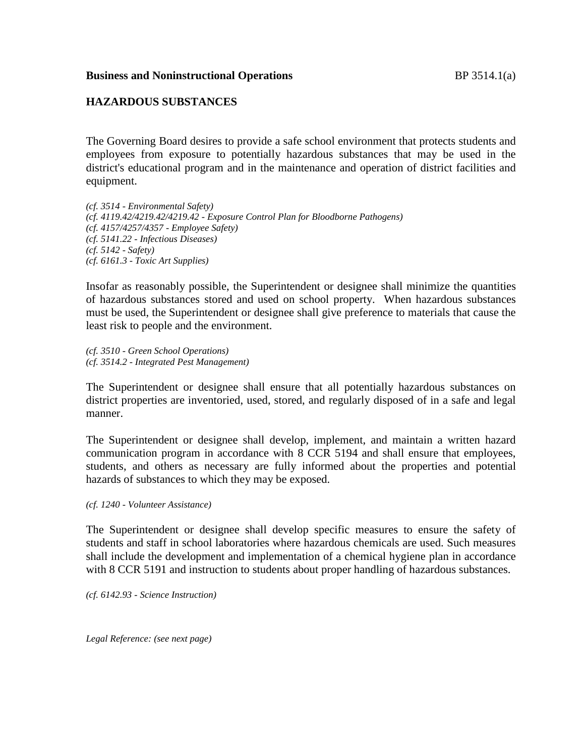**Business and Noninstructional Operations** BP 3514.1(a)

## HAZARDOUS SUBSTANCES

The Governing Board desires to provide a safe school environment that protects students and employees from exposure to potentially hazardous substances that may be used in the district's educational program and in the maintenance and operation of district facilities and equipment.

*(cf. 3514 - Environmental Safety)*
*(cf. 4119.42/4219.42/4219.42 - Exposure Control Plan for Bloodborne Pathogens)*
*(cf. 4157/4257/4357 - Employee Safety)*
*(cf. 5141.22 - Infectious Diseases)*
*(cf. 5142 - Safety)*
*(cf. 6161.3 - Toxic Art Supplies)*

Insofar as reasonably possible, the Superintendent or designee shall minimize the quantities of hazardous substances stored and used on school property. When hazardous substances must be used, the Superintendent or designee shall give preference to materials that cause the least risk to people and the environment.

*(cf. 3510 - Green School Operations)*
*(cf. 3514.2 - Integrated Pest Management)*

The Superintendent or designee shall ensure that all potentially hazardous substances on district properties are inventoried, used, stored, and regularly disposed of in a safe and legal manner.

The Superintendent or designee shall develop, implement, and maintain a written hazard communication program in accordance with 8 CCR 5194 and shall ensure that employees, students, and others as necessary are fully informed about the properties and potential hazards of substances to which they may be exposed.

*(cf. 1240 - Volunteer Assistance)*

The Superintendent or designee shall develop specific measures to ensure the safety of students and staff in school laboratories where hazardous chemicals are used. Such measures shall include the development and implementation of a chemical hygiene plan in accordance with 8 CCR 5191 and instruction to students about proper handling of hazardous substances.

*(cf. 6142.93 - Science Instruction)*

*Legal Reference: (see next page)*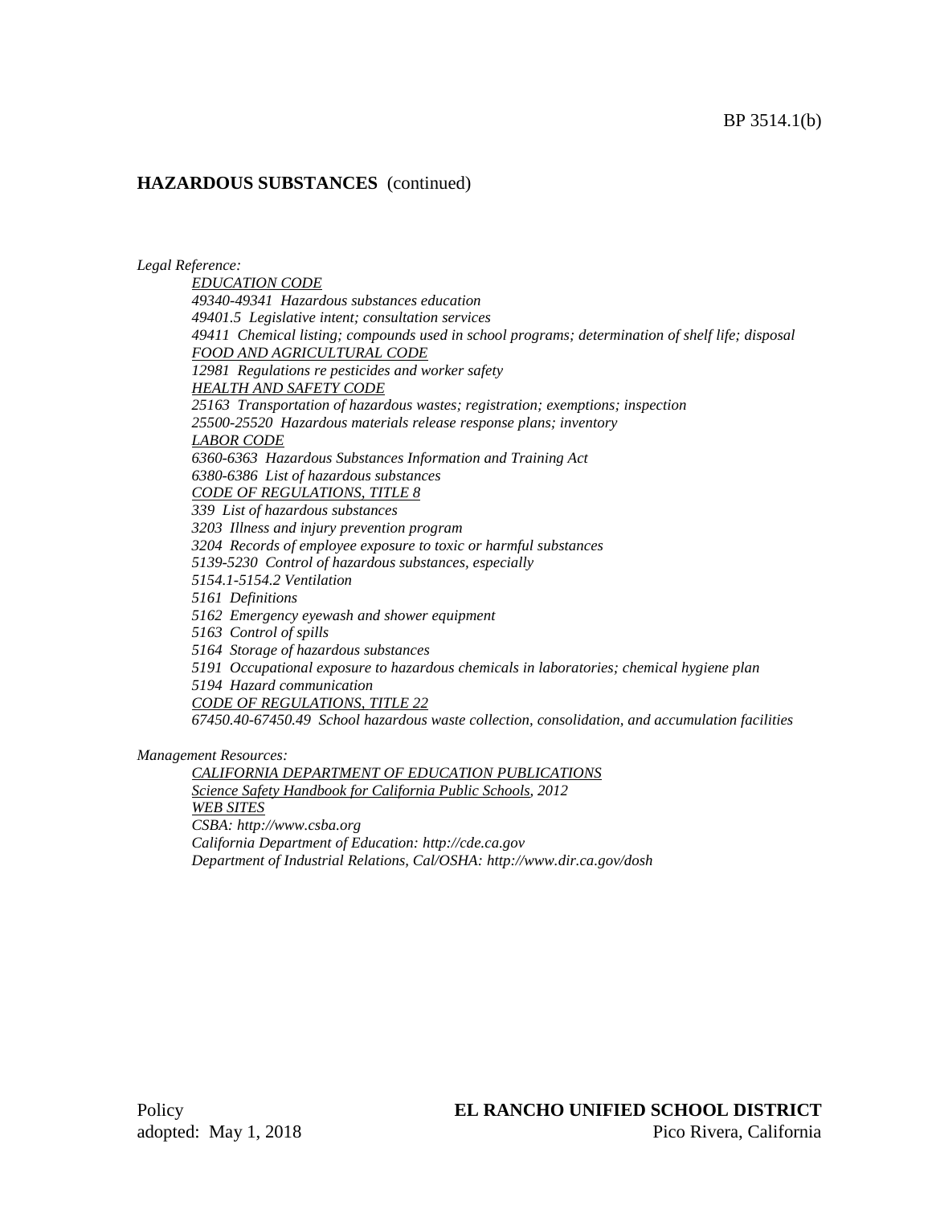## HAZARDOUS SUBSTANCES (continued)

*Legal Reference:*

*EDUCATION CODE*
*49340-49341 Hazardous substances education*
*49401.5 Legislative intent; consultation services*
*49411 Chemical listing; compounds used in school programs; determination of shelf life; disposal*
*FOOD AND AGRICULTURAL CODE*
*12981 Regulations re pesticides and worker safety*
*HEALTH AND SAFETY CODE*
*25163 Transportation of hazardous wastes; registration; exemptions; inspection*
*25500-25520 Hazardous materials release response plans; inventory*
*LABOR CODE*
*6360-6363 Hazardous Substances Information and Training Act*
*6380-6386 List of hazardous substances*
*CODE OF REGULATIONS, TITLE 8*
*339 List of hazardous substances*
*3203 Illness and injury prevention program*
*3204 Records of employee exposure to toxic or harmful substances*
*5139-5230 Control of hazardous substances, especially*
*5154.1-5154.2 Ventilation*
*5161 Definitions*
*5162 Emergency eyewash and shower equipment*
*5163 Control of spills*
*5164 Storage of hazardous substances*
*5191 Occupational exposure to hazardous chemicals in laboratories; chemical hygiene plan*
*5194 Hazard communication*
*CODE OF REGULATIONS, TITLE 22*
*67450.40-67450.49 School hazardous waste collection, consolidation, and accumulation facilities*

*Management Resources:*

*CALIFORNIA DEPARTMENT OF EDUCATION PUBLICATIONS*
*Science Safety Handbook for California Public Schools, 2012*
*WEB SITES*
*CSBA: http://www.csba.org*
*California Department of Education: http://cde.ca.gov*
*Department of Industrial Relations, Cal/OSHA: http://www.dir.ca.gov/dosh*

Policy
adopted: May 1, 2018

**EL RANCHO UNIFIED SCHOOL DISTRICT**
Pico Rivera, California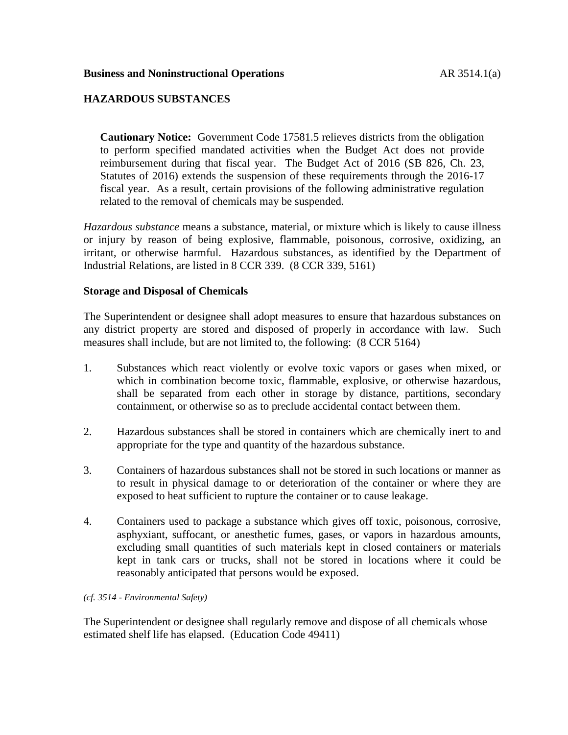**Business and Noninstructional Operations** AR 3514.1(a)

## HAZARDOUS SUBSTANCES

> **Cautionary Notice:** Government Code 17581.5 relieves districts from the obligation to perform specified mandated activities when the Budget Act does not provide reimbursement during that fiscal year. The Budget Act of 2016 (SB 826, Ch. 23, Statutes of 2016) extends the suspension of these requirements through the 2016-17 fiscal year. As a result, certain provisions of the following administrative regulation related to the removal of chemicals may be suspended.

*Hazardous substance* means a substance, material, or mixture which is likely to cause illness or injury by reason of being explosive, flammable, poisonous, corrosive, oxidizing, an irritant, or otherwise harmful. Hazardous substances, as identified by the Department of Industrial Relations, are listed in 8 CCR 339. (8 CCR 339, 5161)

### Storage and Disposal of Chemicals

The Superintendent or designee shall adopt measures to ensure that hazardous substances on any district property are stored and disposed of properly in accordance with law. Such measures shall include, but are not limited to, the following: (8 CCR 5164)

1. Substances which react violently or evolve toxic vapors or gases when mixed, or which in combination become toxic, flammable, explosive, or otherwise hazardous, shall be separated from each other in storage by distance, partitions, secondary containment, or otherwise so as to preclude accidental contact between them.

2. Hazardous substances shall be stored in containers which are chemically inert to and appropriate for the type and quantity of the hazardous substance.

3. Containers of hazardous substances shall not be stored in such locations or manner as to result in physical damage to or deterioration of the container or where they are exposed to heat sufficient to rupture the container or to cause leakage.

4. Containers used to package a substance which gives off toxic, poisonous, corrosive, asphyxiant, suffocant, or anesthetic fumes, gases, or vapors in hazardous amounts, excluding small quantities of such materials kept in closed containers or materials kept in tank cars or trucks, shall not be stored in locations where it could be reasonably anticipated that persons would be exposed.

*(cf. 3514 - Environmental Safety)*

The Superintendent or designee shall regularly remove and dispose of all chemicals whose estimated shelf life has elapsed. (Education Code 49411)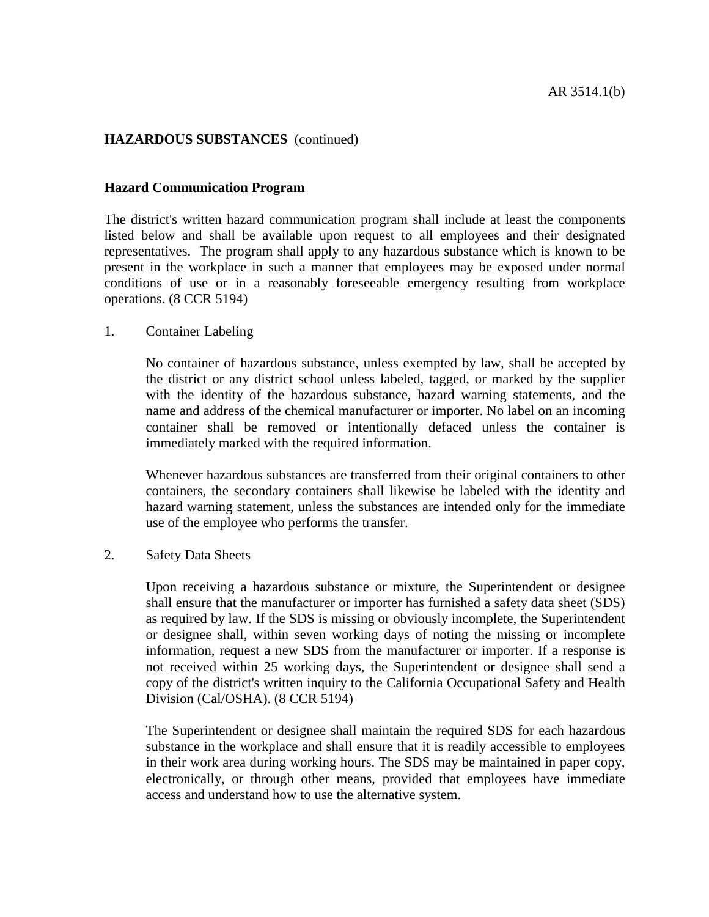**HAZARDOUS SUBSTANCES** (continued)

## Hazard Communication Program

The district's written hazard communication program shall include at least the components listed below and shall be available upon request to all employees and their designated representatives. The program shall apply to any hazardous substance which is known to be present in the workplace in such a manner that employees may be exposed under normal conditions of use or in a reasonably foreseeable emergency resulting from workplace operations. (8 CCR 5194)

1. Container Labeling

   No container of hazardous substance, unless exempted by law, shall be accepted by the district or any district school unless labeled, tagged, or marked by the supplier with the identity of the hazardous substance, hazard warning statements, and the name and address of the chemical manufacturer or importer. No label on an incoming container shall be removed or intentionally defaced unless the container is immediately marked with the required information.

   Whenever hazardous substances are transferred from their original containers to other containers, the secondary containers shall likewise be labeled with the identity and hazard warning statement, unless the substances are intended only for the immediate use of the employee who performs the transfer.

2. Safety Data Sheets

   Upon receiving a hazardous substance or mixture, the Superintendent or designee shall ensure that the manufacturer or importer has furnished a safety data sheet (SDS) as required by law. If the SDS is missing or obviously incomplete, the Superintendent or designee shall, within seven working days of noting the missing or incomplete information, request a new SDS from the manufacturer or importer. If a response is not received within 25 working days, the Superintendent or designee shall send a copy of the district's written inquiry to the California Occupational Safety and Health Division (Cal/OSHA). (8 CCR 5194)

   The Superintendent or designee shall maintain the required SDS for each hazardous substance in the workplace and shall ensure that it is readily accessible to employees in their work area during working hours. The SDS may be maintained in paper copy, electronically, or through other means, provided that employees have immediate access and understand how to use the alternative system.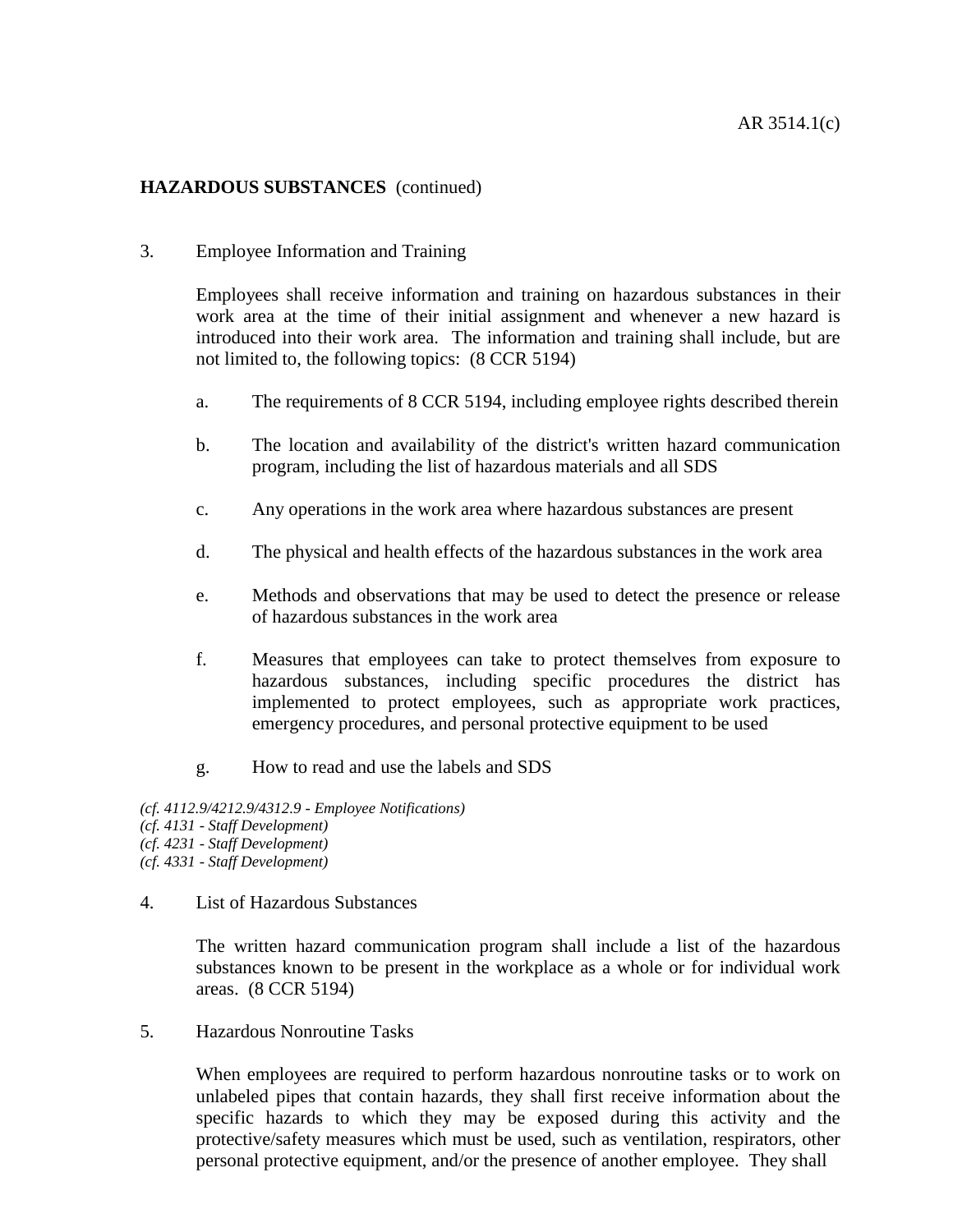**HAZARDOUS SUBSTANCES** (continued)

3. Employee Information and Training

   Employees shall receive information and training on hazardous substances in their work area at the time of their initial assignment and whenever a new hazard is introduced into their work area. The information and training shall include, but are not limited to, the following topics: (8 CCR 5194)

   a. The requirements of 8 CCR 5194, including employee rights described therein

   b. The location and availability of the district's written hazard communication program, including the list of hazardous materials and all SDS

   c. Any operations in the work area where hazardous substances are present

   d. The physical and health effects of the hazardous substances in the work area

   e. Methods and observations that may be used to detect the presence or release of hazardous substances in the work area

   f. Measures that employees can take to protect themselves from exposure to hazardous substances, including specific procedures the district has implemented to protect employees, such as appropriate work practices, emergency procedures, and personal protective equipment to be used

   g. How to read and use the labels and SDS

*(cf. 4112.9/4212.9/4312.9 - Employee Notifications)*
*(cf. 4131 - Staff Development)*
*(cf. 4231 - Staff Development)*
*(cf. 4331 - Staff Development)*

4. List of Hazardous Substances

   The written hazard communication program shall include a list of the hazardous substances known to be present in the workplace as a whole or for individual work areas. (8 CCR 5194)

5. Hazardous Nonroutine Tasks

   When employees are required to perform hazardous nonroutine tasks or to work on unlabeled pipes that contain hazards, they shall first receive information about the specific hazards to which they may be exposed during this activity and the protective/safety measures which must be used, such as ventilation, respirators, other personal protective equipment, and/or the presence of another employee. They shall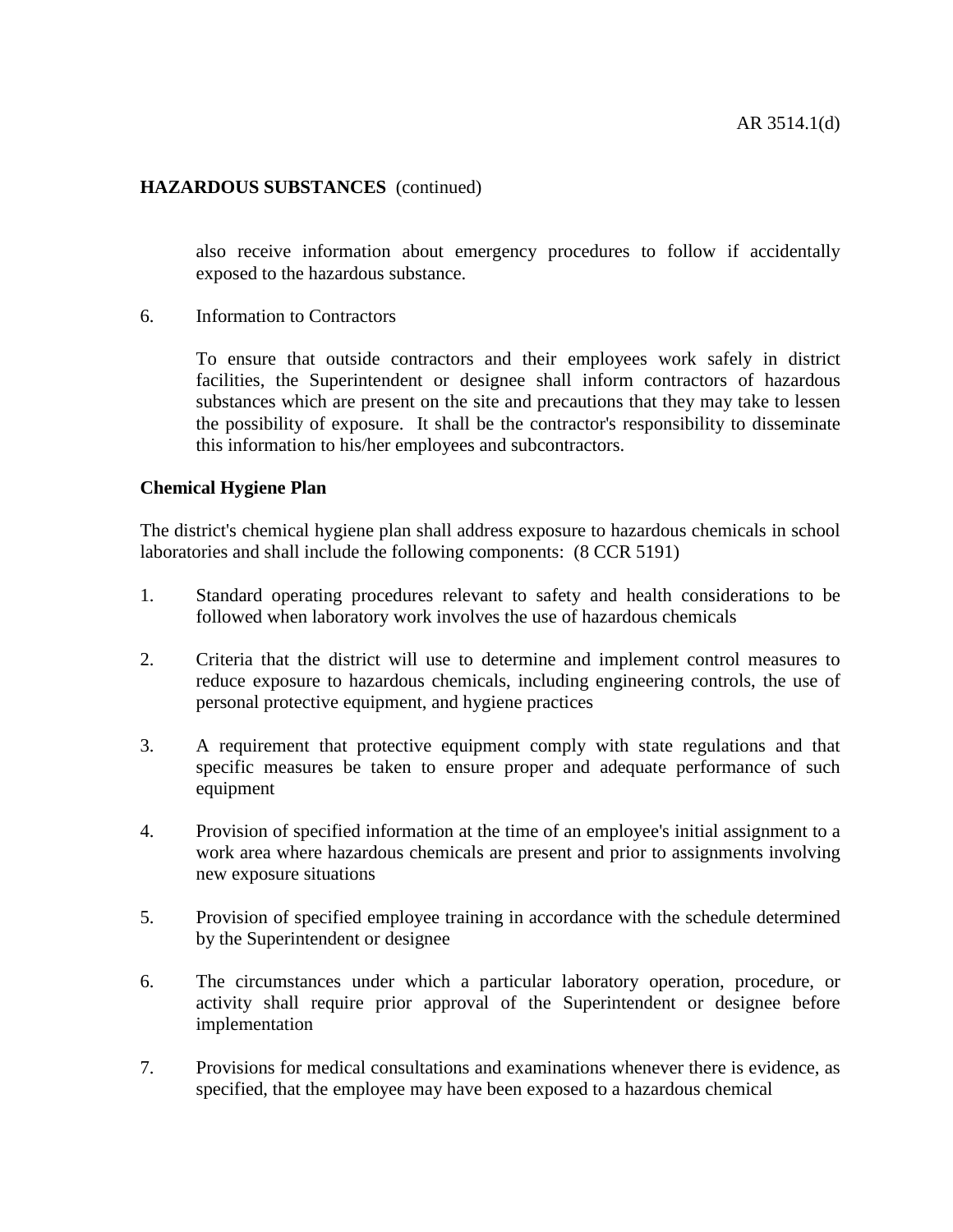also receive information about emergency procedures to follow if accidentally exposed to the hazardous substance.

6. Information to Contractors

   To ensure that outside contractors and their employees work safely in district facilities, the Superintendent or designee shall inform contractors of hazardous substances which are present on the site and precautions that they may take to lessen the possibility of exposure. It shall be the contractor's responsibility to disseminate this information to his/her employees and subcontractors.

**Chemical Hygiene Plan**

The district's chemical hygiene plan shall address exposure to hazardous chemicals in school laboratories and shall include the following components: (8 CCR 5191)

1. Standard operating procedures relevant to safety and health considerations to be followed when laboratory work involves the use of hazardous chemicals

2. Criteria that the district will use to determine and implement control measures to reduce exposure to hazardous chemicals, including engineering controls, the use of personal protective equipment, and hygiene practices

3. A requirement that protective equipment comply with state regulations and that specific measures be taken to ensure proper and adequate performance of such equipment

4. Provision of specified information at the time of an employee's initial assignment to a work area where hazardous chemicals are present and prior to assignments involving new exposure situations

5. Provision of specified employee training in accordance with the schedule determined by the Superintendent or designee

6. The circumstances under which a particular laboratory operation, procedure, or activity shall require prior approval of the Superintendent or designee before implementation

7. Provisions for medical consultations and examinations whenever there is evidence, as specified, that the employee may have been exposed to a hazardous chemical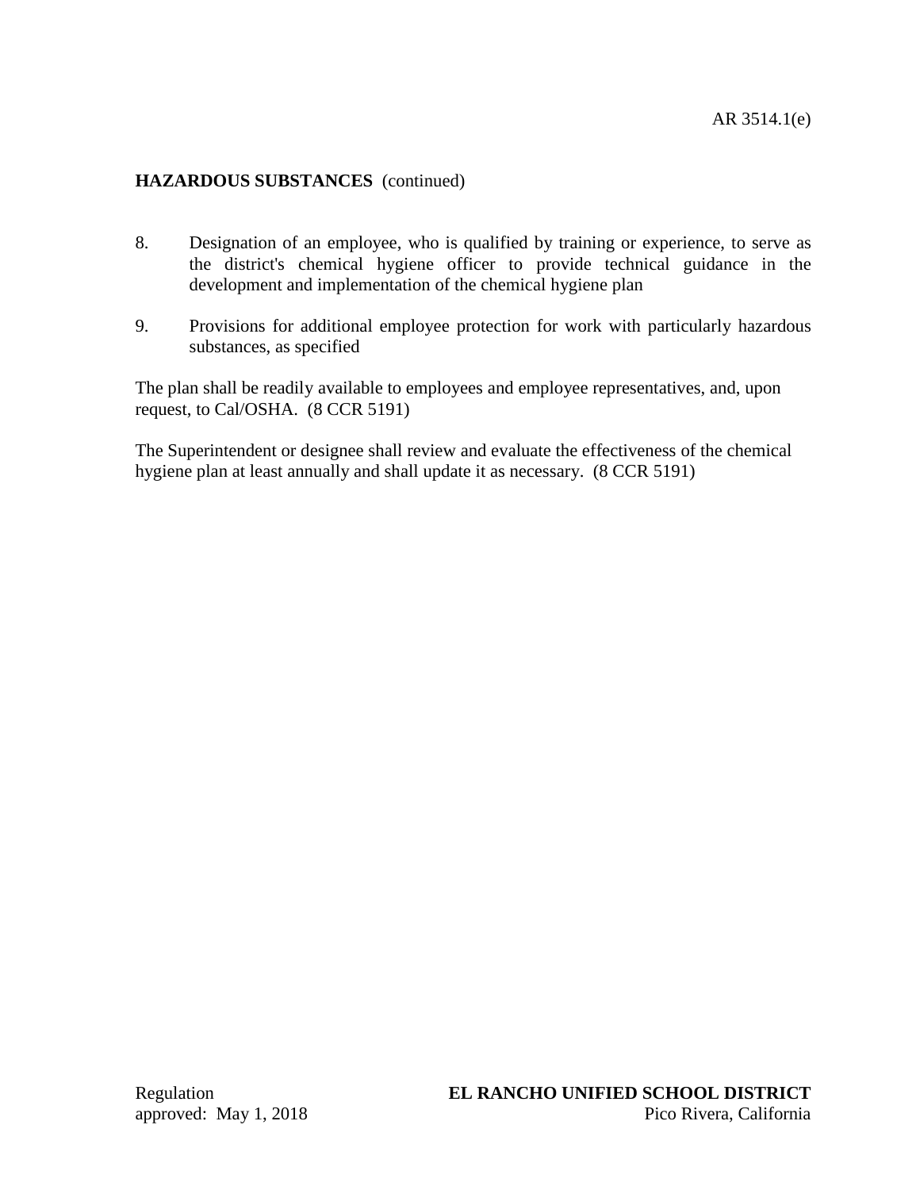8. Designation of an employee, who is qualified by training or experience, to serve as the district's chemical hygiene officer to provide technical guidance in the development and implementation of the chemical hygiene plan

9. Provisions for additional employee protection for work with particularly hazardous substances, as specified

The plan shall be readily available to employees and employee representatives, and, upon request, to Cal/OSHA. (8 CCR 5191)

The Superintendent or designee shall review and evaluate the effectiveness of the chemical hygiene plan at least annually and shall update it as necessary. (8 CCR 5191)

Regulation approved: May 1, 2018

**EL RANCHO UNIFIED SCHOOL DISTRICT**
Pico Rivera, California